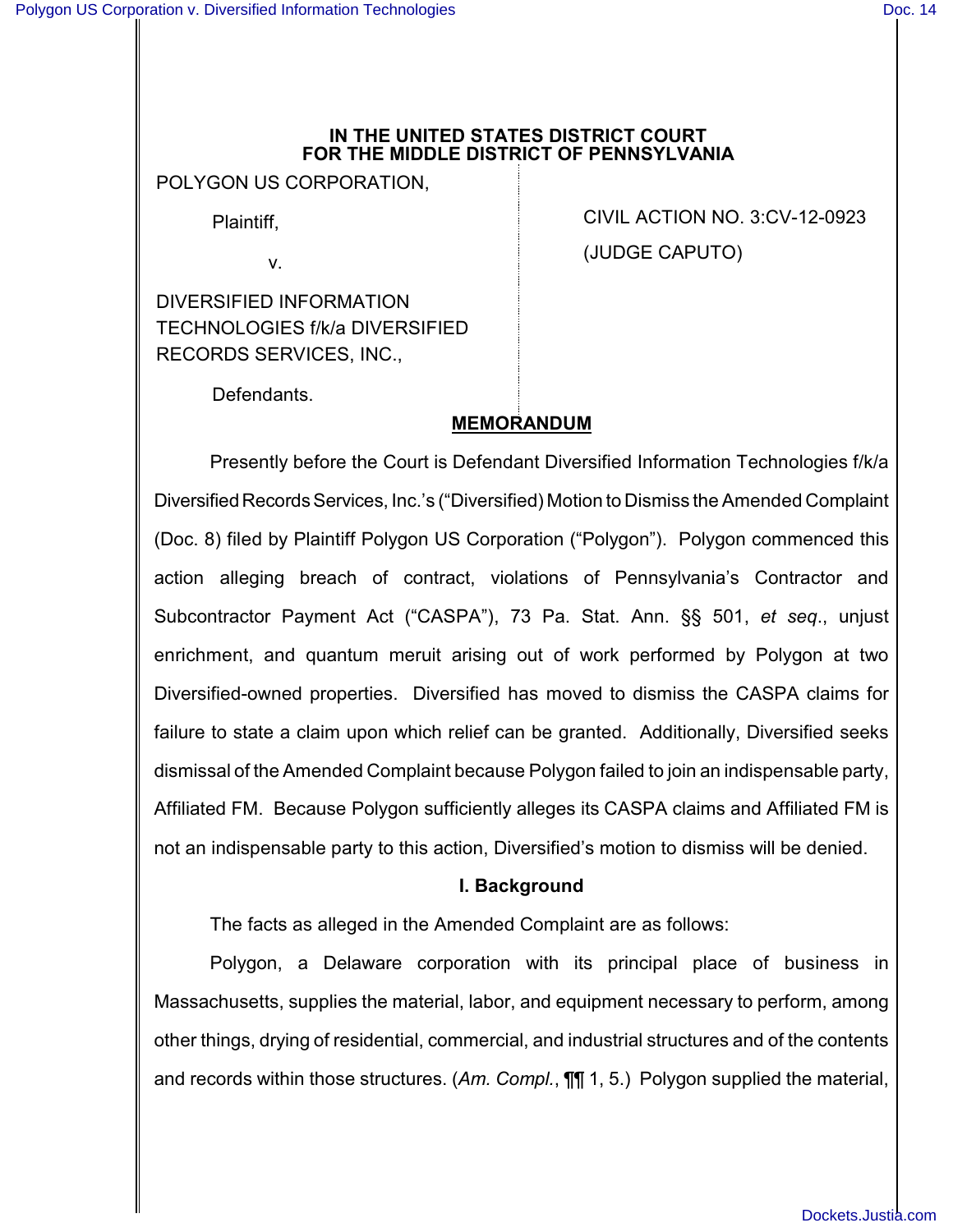**IN THE UNITED STATES DISTRICT COURT**
**FOR THE MIDDLE DISTRICT OF PENNSYLVANIA**

POLYGON US CORPORATION,

Plaintiff,

v.

DIVERSIFIED INFORMATION TECHNOLOGIES f/k/a DIVERSIFIED RECORDS SERVICES, INC.,

Defendants.

CIVIL ACTION NO. 3:CV-12-0923

(JUDGE CAPUTO)

**MEMORANDUM**

Presently before the Court is Defendant Diversified Information Technologies f/k/a Diversified Records Services, Inc.'s ("Diversified) Motion to Dismiss the Amended Complaint (Doc. 8) filed by Plaintiff Polygon US Corporation ("Polygon"). Polygon commenced this action alleging breach of contract, violations of Pennsylvania's Contractor and Subcontractor Payment Act ("CASPA"), 73 Pa. Stat. Ann. §§ 501, *et seq*., unjust enrichment, and quantum meruit arising out of work performed by Polygon at two Diversified-owned properties. Diversified has moved to dismiss the CASPA claims for failure to state a claim upon which relief can be granted. Additionally, Diversified seeks dismissal of the Amended Complaint because Polygon failed to join an indispensable party, Affiliated FM. Because Polygon sufficiently alleges its CASPA claims and Affiliated FM is not an indispensable party to this action, Diversified's motion to dismiss will be denied.

**I. Background**

The facts as alleged in the Amended Complaint are as follows:

Polygon, a Delaware corporation with its principal place of business in Massachusetts, supplies the material, labor, and equipment necessary to perform, among other things, drying of residential, commercial, and industrial structures and of the contents and records within those structures. (*Am. Compl.*, ¶¶ 1, 5.) Polygon supplied the material,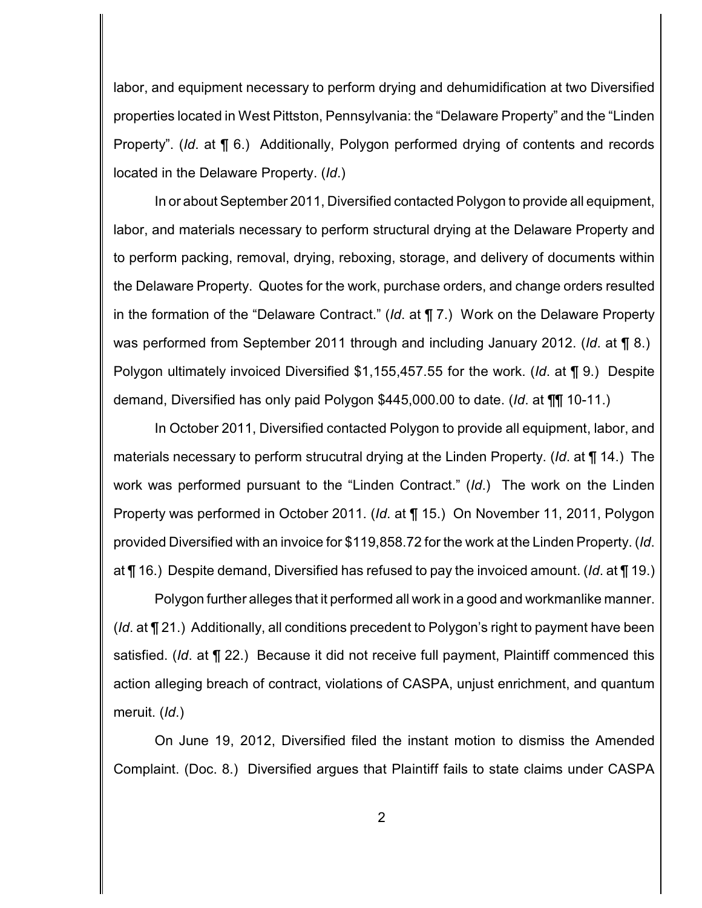labor, and equipment necessary to perform drying and dehumidification at two Diversified properties located in West Pittston, Pennsylvania: the "Delaware Property" and the "Linden Property". (*Id*. at ¶ 6.) Additionally, Polygon performed drying of contents and records located in the Delaware Property. (*Id*.)

In or about September 2011, Diversified contacted Polygon to provide all equipment, labor, and materials necessary to perform structural drying at the Delaware Property and to perform packing, removal, drying, reboxing, storage, and delivery of documents within the Delaware Property. Quotes for the work, purchase orders, and change orders resulted in the formation of the "Delaware Contract." (*Id*. at ¶ 7.) Work on the Delaware Property was performed from September 2011 through and including January 2012. (*Id*. at ¶ 8.) Polygon ultimately invoiced Diversified $1,155,457.55 for the work. (*Id*. at ¶ 9.) Despite demand, Diversified has only paid Polygon $445,000.00 to date. (*Id*. at ¶¶ 10-11.)

In October 2011, Diversified contacted Polygon to provide all equipment, labor, and materials necessary to perform strucutral drying at the Linden Property. (*Id*. at ¶ 14.) The work was performed pursuant to the "Linden Contract." (*Id*.) The work on the Linden Property was performed in October 2011. (*Id*. at ¶ 15.) On November 11, 2011, Polygon provided Diversified with an invoice for $119,858.72 for the work at the Linden Property. (*Id*. at ¶ 16.) Despite demand, Diversified has refused to pay the invoiced amount. (*Id*. at ¶ 19.)

Polygon further alleges that it performed all work in a good and workmanlike manner. (*Id*. at ¶ 21.) Additionally, all conditions precedent to Polygon's right to payment have been satisfied. (*Id*. at ¶ 22.) Because it did not receive full payment, Plaintiff commenced this action alleging breach of contract, violations of CASPA, unjust enrichment, and quantum meruit. (*Id*.)

On June 19, 2012, Diversified filed the instant motion to dismiss the Amended Complaint. (Doc. 8.) Diversified argues that Plaintiff fails to state claims under CASPA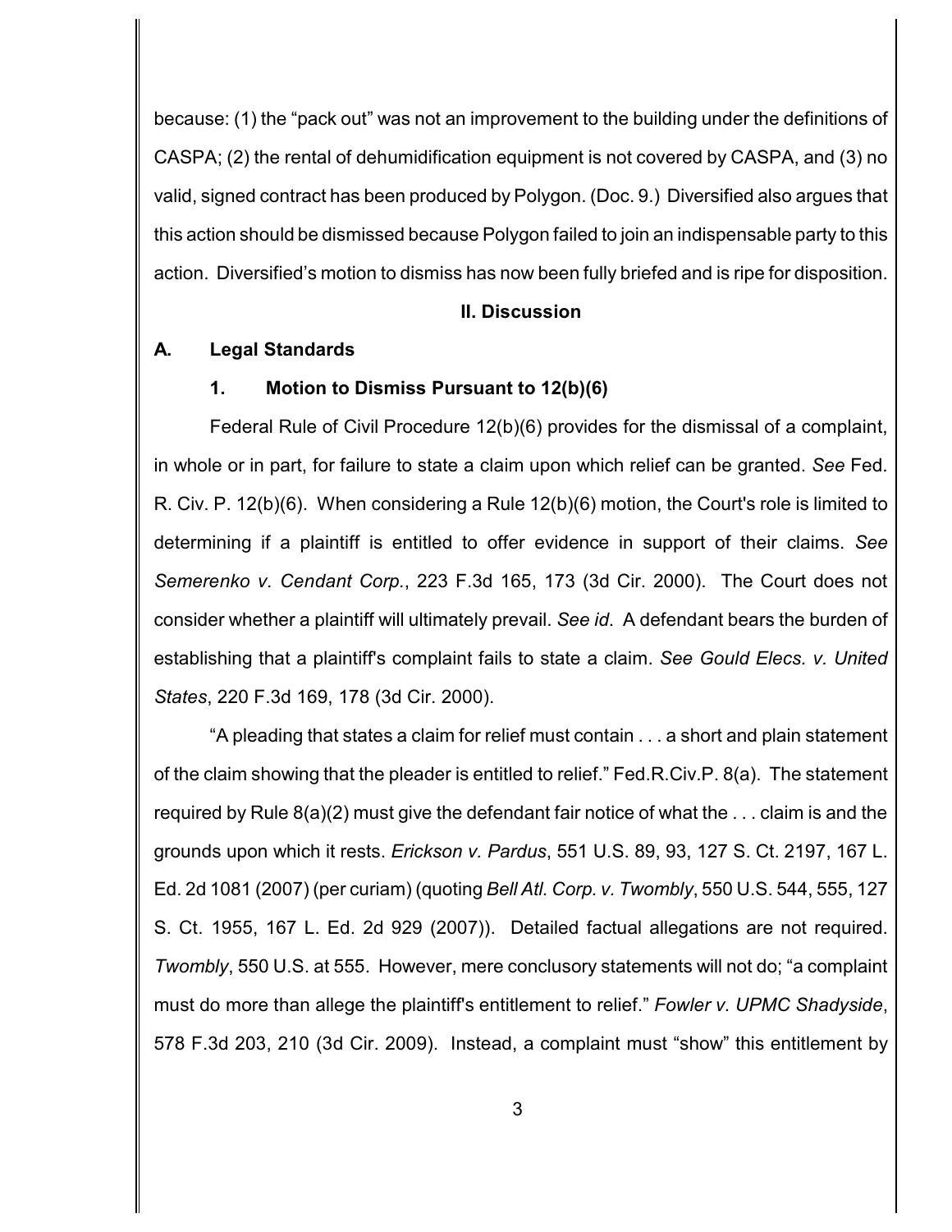because: (1) the "pack out" was not an improvement to the building under the definitions of CASPA; (2) the rental of dehumidification equipment is not covered by CASPA, and (3) no valid, signed contract has been produced by Polygon. (Doc. 9.) Diversified also argues that this action should be dismissed because Polygon failed to join an indispensable party to this action. Diversified's motion to dismiss has now been fully briefed and is ripe for disposition.

## II. Discussion

### A. Legal Standards

#### 1. Motion to Dismiss Pursuant to 12(b)(6)

Federal Rule of Civil Procedure 12(b)(6) provides for the dismissal of a complaint, in whole or in part, for failure to state a claim upon which relief can be granted. *See* Fed. R. Civ. P. 12(b)(6). When considering a Rule 12(b)(6) motion, the Court's role is limited to determining if a plaintiff is entitled to offer evidence in support of their claims. *See Semerenko v. Cendant Corp.*, 223 F.3d 165, 173 (3d Cir. 2000). The Court does not consider whether a plaintiff will ultimately prevail. *See id*. A defendant bears the burden of establishing that a plaintiff's complaint fails to state a claim. *See Gould Elecs. v. United States*, 220 F.3d 169, 178 (3d Cir. 2000).

"A pleading that states a claim for relief must contain . . . a short and plain statement of the claim showing that the pleader is entitled to relief." Fed.R.Civ.P. 8(a). The statement required by Rule 8(a)(2) must give the defendant fair notice of what the . . . claim is and the grounds upon which it rests. *Erickson v. Pardus*, 551 U.S. 89, 93, 127 S. Ct. 2197, 167 L. Ed. 2d 1081 (2007) (per curiam) (quoting *Bell Atl. Corp. v. Twombly*, 550 U.S. 544, 555, 127 S. Ct. 1955, 167 L. Ed. 2d 929 (2007)). Detailed factual allegations are not required. *Twombly*, 550 U.S. at 555. However, mere conclusory statements will not do; "a complaint must do more than allege the plaintiff's entitlement to relief." *Fowler v. UPMC Shadyside*, 578 F.3d 203, 210 (3d Cir. 2009). Instead, a complaint must "show" this entitlement by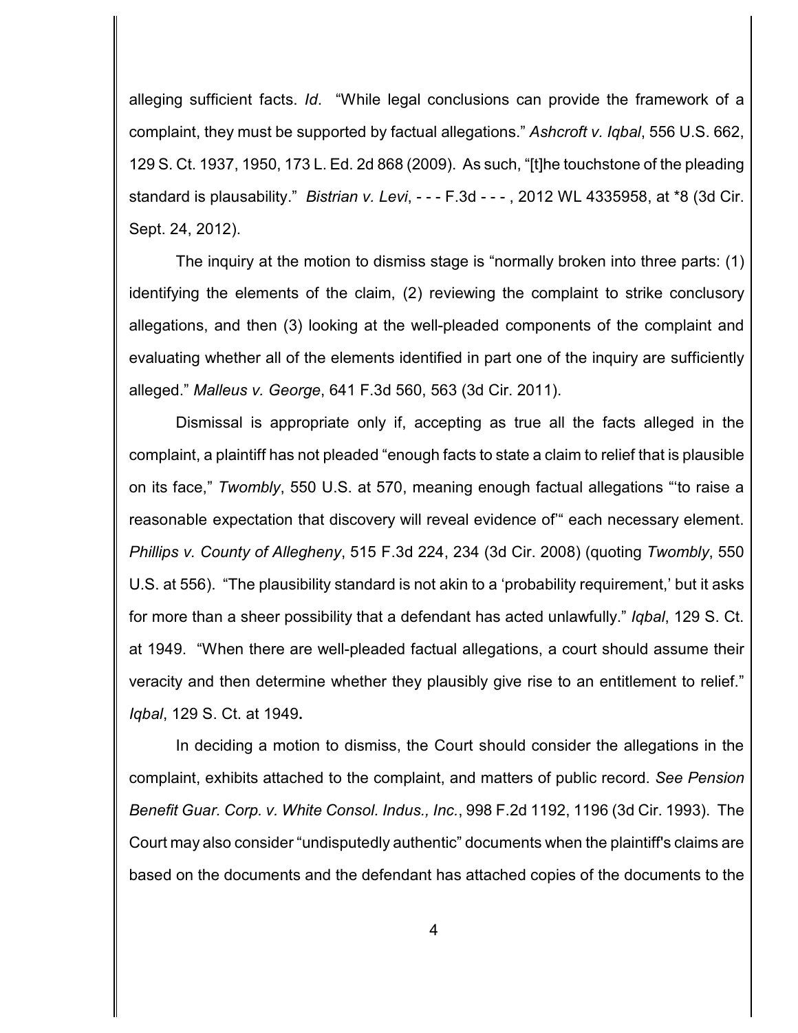alleging sufficient facts. *Id*. "While legal conclusions can provide the framework of a complaint, they must be supported by factual allegations." *Ashcroft v. Iqbal*, 556 U.S. 662, 129 S. Ct. 1937, 1950, 173 L. Ed. 2d 868 (2009). As such, "[t]he touchstone of the pleading standard is plausability." *Bistrian v. Levi*, - - - F.3d - - - , 2012 WL 4335958, at *8 (3d Cir. Sept. 24, 2012).

The inquiry at the motion to dismiss stage is "normally broken into three parts: (1) identifying the elements of the claim, (2) reviewing the complaint to strike conclusory allegations, and then (3) looking at the well-pleaded components of the complaint and evaluating whether all of the elements identified in part one of the inquiry are sufficiently alleged." *Malleus v. George*, 641 F.3d 560, 563 (3d Cir. 2011).

Dismissal is appropriate only if, accepting as true all the facts alleged in the complaint, a plaintiff has not pleaded "enough facts to state a claim to relief that is plausible on its face," *Twombly*, 550 U.S. at 570, meaning enough factual allegations "'to raise a reasonable expectation that discovery will reveal evidence of'" each necessary element. *Phillips v. County of Allegheny*, 515 F.3d 224, 234 (3d Cir. 2008) (quoting *Twombly*, 550 U.S. at 556). "The plausibility standard is not akin to a 'probability requirement,' but it asks for more than a sheer possibility that a defendant has acted unlawfully." *Iqbal*, 129 S. Ct. at 1949. "When there are well-pleaded factual allegations, a court should assume their veracity and then determine whether they plausibly give rise to an entitlement to relief." *Iqbal*, 129 S. Ct. at 1949**.**

In deciding a motion to dismiss, the Court should consider the allegations in the complaint, exhibits attached to the complaint, and matters of public record. *See Pension Benefit Guar. Corp. v. White Consol. Indus., Inc.*, 998 F.2d 1192, 1196 (3d Cir. 1993). The Court may also consider "undisputedly authentic" documents when the plaintiff's claims are based on the documents and the defendant has attached copies of the documents to the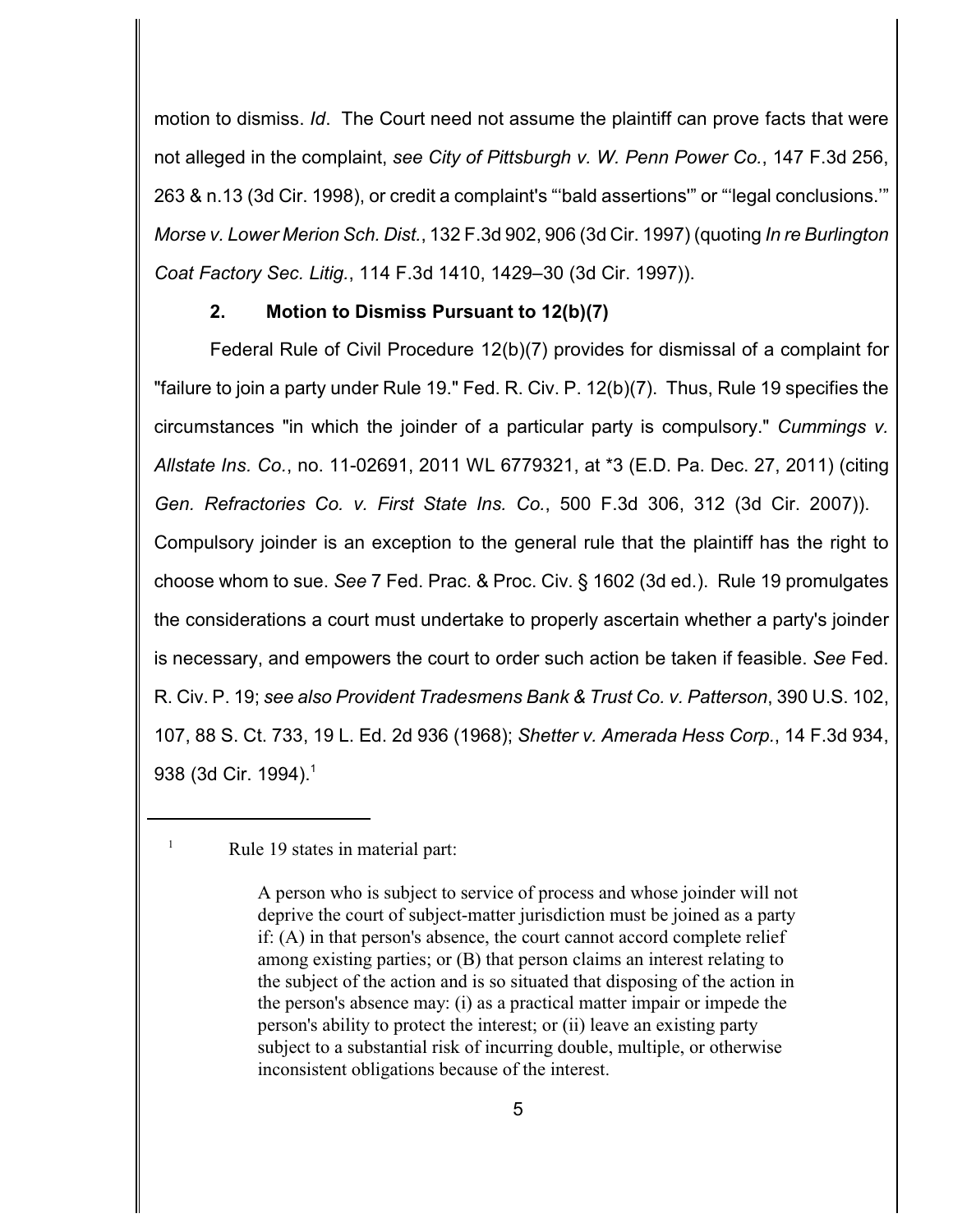motion to dismiss. *Id*. The Court need not assume the plaintiff can prove facts that were not alleged in the complaint, *see City of Pittsburgh v. W. Penn Power Co.*, 147 F.3d 256, 263 & n.13 (3d Cir. 1998), or credit a complaint's "'bald assertions'" or "'legal conclusions.'" *Morse v. Lower Merion Sch. Dist.*, 132 F.3d 902, 906 (3d Cir. 1997) (quoting *In re Burlington Coat Factory Sec. Litig.*, 114 F.3d 1410, 1429–30 (3d Cir. 1997)).

**2. Motion to Dismiss Pursuant to 12(b)(7)**

Federal Rule of Civil Procedure 12(b)(7) provides for dismissal of a complaint for "failure to join a party under Rule 19." Fed. R. Civ. P. 12(b)(7). Thus, Rule 19 specifies the circumstances "in which the joinder of a particular party is compulsory." *Cummings v. Allstate Ins. Co.*, no. 11-02691, 2011 WL 6779321, at *3 (E.D. Pa. Dec. 27, 2011) (citing *Gen. Refractories Co. v. First State Ins. Co.*, 500 F.3d 306, 312 (3d Cir. 2007)). Compulsory joinder is an exception to the general rule that the plaintiff has the right to choose whom to sue. *See* 7 Fed. Prac. & Proc. Civ. § 1602 (3d ed.). Rule 19 promulgates the considerations a court must undertake to properly ascertain whether a party's joinder is necessary, and empowers the court to order such action be taken if feasible. *See* Fed. R. Civ. P. 19; *see also Provident Tradesmens Bank & Trust Co. v. Patterson*, 390 U.S. 102, 107, 88 S. Ct. 733, 19 L. Ed. 2d 936 (1968); *Shetter v. Amerada Hess Corp.*, 14 F.3d 934, 938 (3d Cir. 1994).[1]

---

[1] Rule 19 states in material part:

> A person who is subject to service of process and whose joinder will not deprive the court of subject-matter jurisdiction must be joined as a party if: (A) in that person's absence, the court cannot accord complete relief among existing parties; or (B) that person claims an interest relating to the subject of the action and is so situated that disposing of the action in the person's absence may: (i) as a practical matter impair or impede the person's ability to protect the interest; or (ii) leave an existing party subject to a substantial risk of incurring double, multiple, or otherwise inconsistent obligations because of the interest.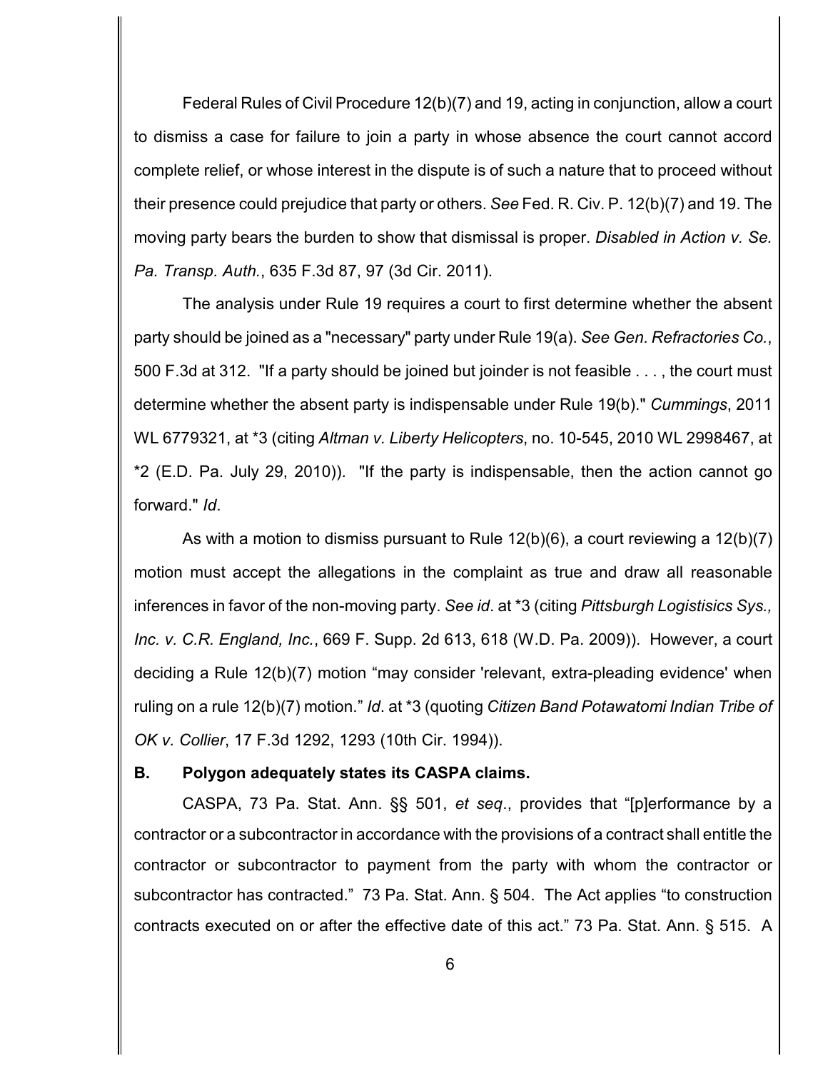Federal Rules of Civil Procedure 12(b)(7) and 19, acting in conjunction, allow a court to dismiss a case for failure to join a party in whose absence the court cannot accord complete relief, or whose interest in the dispute is of such a nature that to proceed without their presence could prejudice that party or others. *See* Fed. R. Civ. P. 12(b)(7) and 19. The moving party bears the burden to show that dismissal is proper. *Disabled in Action v. Se. Pa. Transp. Auth.*, 635 F.3d 87, 97 (3d Cir. 2011).

The analysis under Rule 19 requires a court to first determine whether the absent party should be joined as a "necessary" party under Rule 19(a). *See Gen. Refractories Co.*, 500 F.3d at 312. "If a party should be joined but joinder is not feasible . . . , the court must determine whether the absent party is indispensable under Rule 19(b)." *Cummings*, 2011 WL 6779321, at *3 (citing *Altman v. Liberty Helicopters*, no. 10-545, 2010 WL 2998467, at *2 (E.D. Pa. July 29, 2010)). "If the party is indispensable, then the action cannot go forward." *Id*.

As with a motion to dismiss pursuant to Rule 12(b)(6), a court reviewing a 12(b)(7) motion must accept the allegations in the complaint as true and draw all reasonable inferences in favor of the non-moving party. *See id*. at *3 (citing *Pittsburgh Logistisics Sys., Inc. v. C.R. England, Inc.*, 669 F. Supp. 2d 613, 618 (W.D. Pa. 2009)). However, a court deciding a Rule 12(b)(7) motion "may consider 'relevant, extra-pleading evidence' when ruling on a rule 12(b)(7) motion." *Id*. at *3 (quoting *Citizen Band Potawatomi Indian Tribe of OK v. Collier*, 17 F.3d 1292, 1293 (10th Cir. 1994)).

**B. Polygon adequately states its CASPA claims.**

CASPA, 73 Pa. Stat. Ann. §§ 501, *et seq*., provides that "[p]erformance by a contractor or a subcontractor in accordance with the provisions of a contract shall entitle the contractor or subcontractor to payment from the party with whom the contractor or subcontractor has contracted." 73 Pa. Stat. Ann. § 504. The Act applies "to construction contracts executed on or after the effective date of this act." 73 Pa. Stat. Ann. § 515. A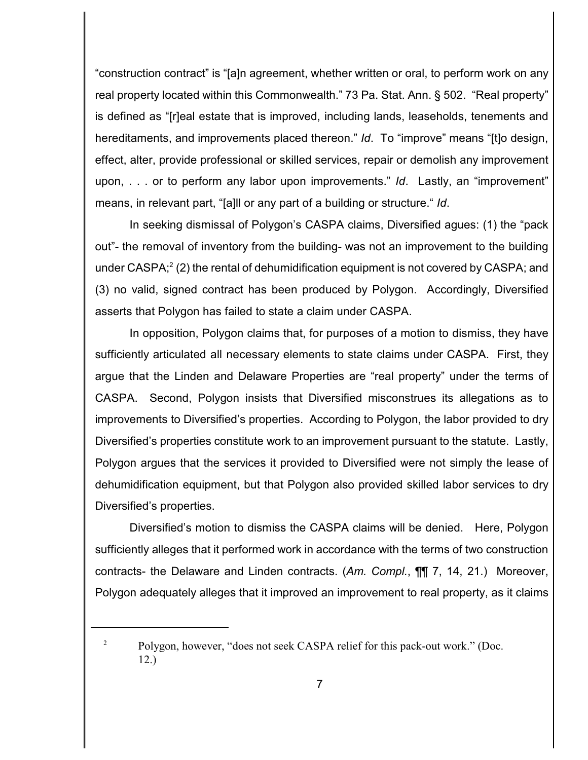"construction contract" is "[a]n agreement, whether written or oral, to perform work on any real property located within this Commonwealth." 73 Pa. Stat. Ann. § 502. "Real property" is defined as "[r]eal estate that is improved, including lands, leaseholds, tenements and hereditaments, and improvements placed thereon." *Id*. To "improve" means "[t]o design, effect, alter, provide professional or skilled services, repair or demolish any improvement upon, . . . or to perform any labor upon improvements." *Id*. Lastly, an "improvement" means, in relevant part, "[a]ll or any part of a building or structure." *Id*.

In seeking dismissal of Polygon's CASPA claims, Diversified agues: (1) the "pack out"- the removal of inventory from the building- was not an improvement to the building under CASPA;[2] (2) the rental of dehumidification equipment is not covered by CASPA; and (3) no valid, signed contract has been produced by Polygon. Accordingly, Diversified asserts that Polygon has failed to state a claim under CASPA.

In opposition, Polygon claims that, for purposes of a motion to dismiss, they have sufficiently articulated all necessary elements to state claims under CASPA. First, they argue that the Linden and Delaware Properties are "real property" under the terms of CASPA. Second, Polygon insists that Diversified misconstrues its allegations as to improvements to Diversified's properties. According to Polygon, the labor provided to dry Diversified's properties constitute work to an improvement pursuant to the statute. Lastly, Polygon argues that the services it provided to Diversified were not simply the lease of dehumidification equipment, but that Polygon also provided skilled labor services to dry Diversified's properties.

Diversified's motion to dismiss the CASPA claims will be denied. Here, Polygon sufficiently alleges that it performed work in accordance with the terms of two construction contracts- the Delaware and Linden contracts. (*Am. Compl.*, ¶¶ 7, 14, 21.) Moreover, Polygon adequately alleges that it improved an improvement to real property, as it claims

---

[2] Polygon, however, "does not seek CASPA relief for this pack-out work." (Doc. 12.)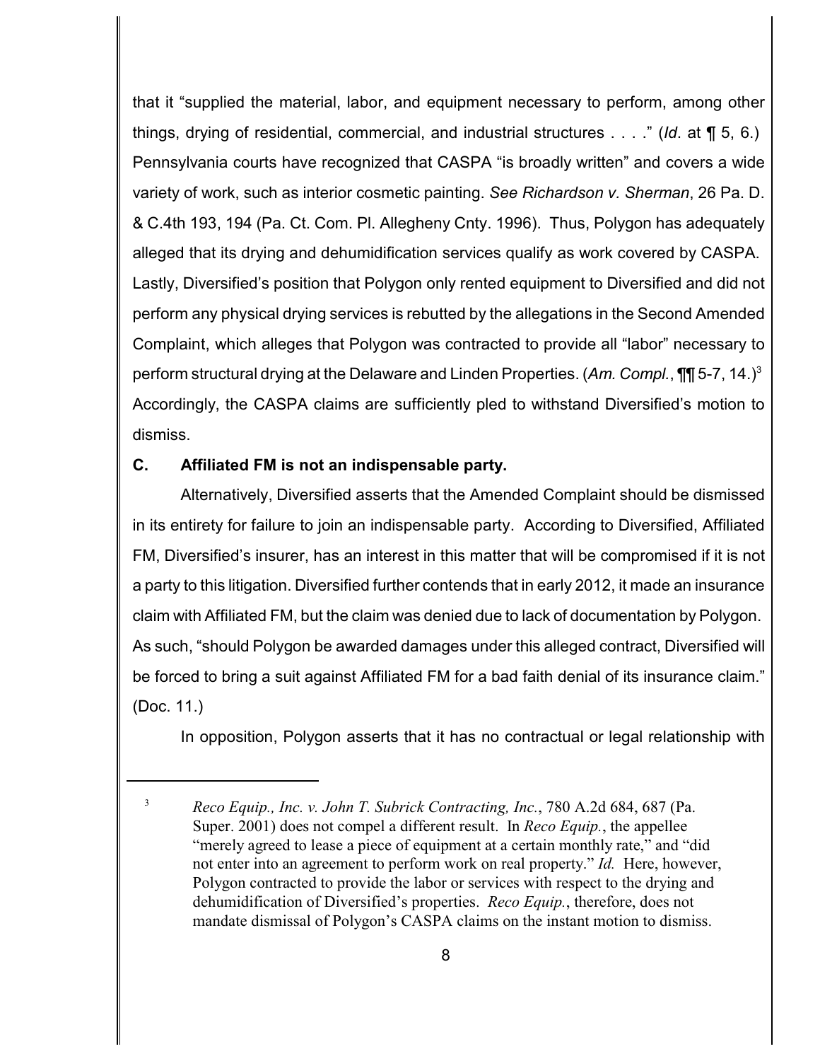that it "supplied the material, labor, and equipment necessary to perform, among other things, drying of residential, commercial, and industrial structures . . . ." (*Id*. at ¶ 5, 6.) Pennsylvania courts have recognized that CASPA "is broadly written" and covers a wide variety of work, such as interior cosmetic painting. *See Richardson v. Sherman*, 26 Pa. D. & C.4th 193, 194 (Pa. Ct. Com. Pl. Allegheny Cnty. 1996). Thus, Polygon has adequately alleged that its drying and dehumidification services qualify as work covered by CASPA. Lastly, Diversified's position that Polygon only rented equipment to Diversified and did not perform any physical drying services is rebutted by the allegations in the Second Amended Complaint, which alleges that Polygon was contracted to provide all "labor" necessary to perform structural drying at the Delaware and Linden Properties. (*Am. Compl.*, ¶¶ 5-7, 14.)[3] Accordingly, the CASPA claims are sufficiently pled to withstand Diversified's motion to dismiss.

### C. Affiliated FM is not an indispensable party.

Alternatively, Diversified asserts that the Amended Complaint should be dismissed in its entirety for failure to join an indispensable party. According to Diversified, Affiliated FM, Diversified's insurer, has an interest in this matter that will be compromised if it is not a party to this litigation. Diversified further contends that in early 2012, it made an insurance claim with Affiliated FM, but the claim was denied due to lack of documentation by Polygon. As such, "should Polygon be awarded damages under this alleged contract, Diversified will be forced to bring a suit against Affiliated FM for a bad faith denial of its insurance claim." (Doc. 11.)

In opposition, Polygon asserts that it has no contractual or legal relationship with

---

[3] *Reco Equip., Inc. v. John T. Subrick Contracting, Inc.*, 780 A.2d 684, 687 (Pa. Super. 2001) does not compel a different result. In *Reco Equip.*, the appellee "merely agreed to lease a piece of equipment at a certain monthly rate," and "did not enter into an agreement to perform work on real property." *Id.* Here, however, Polygon contracted to provide the labor or services with respect to the drying and dehumidification of Diversified's properties. *Reco Equip.*, therefore, does not mandate dismissal of Polygon's CASPA claims on the instant motion to dismiss.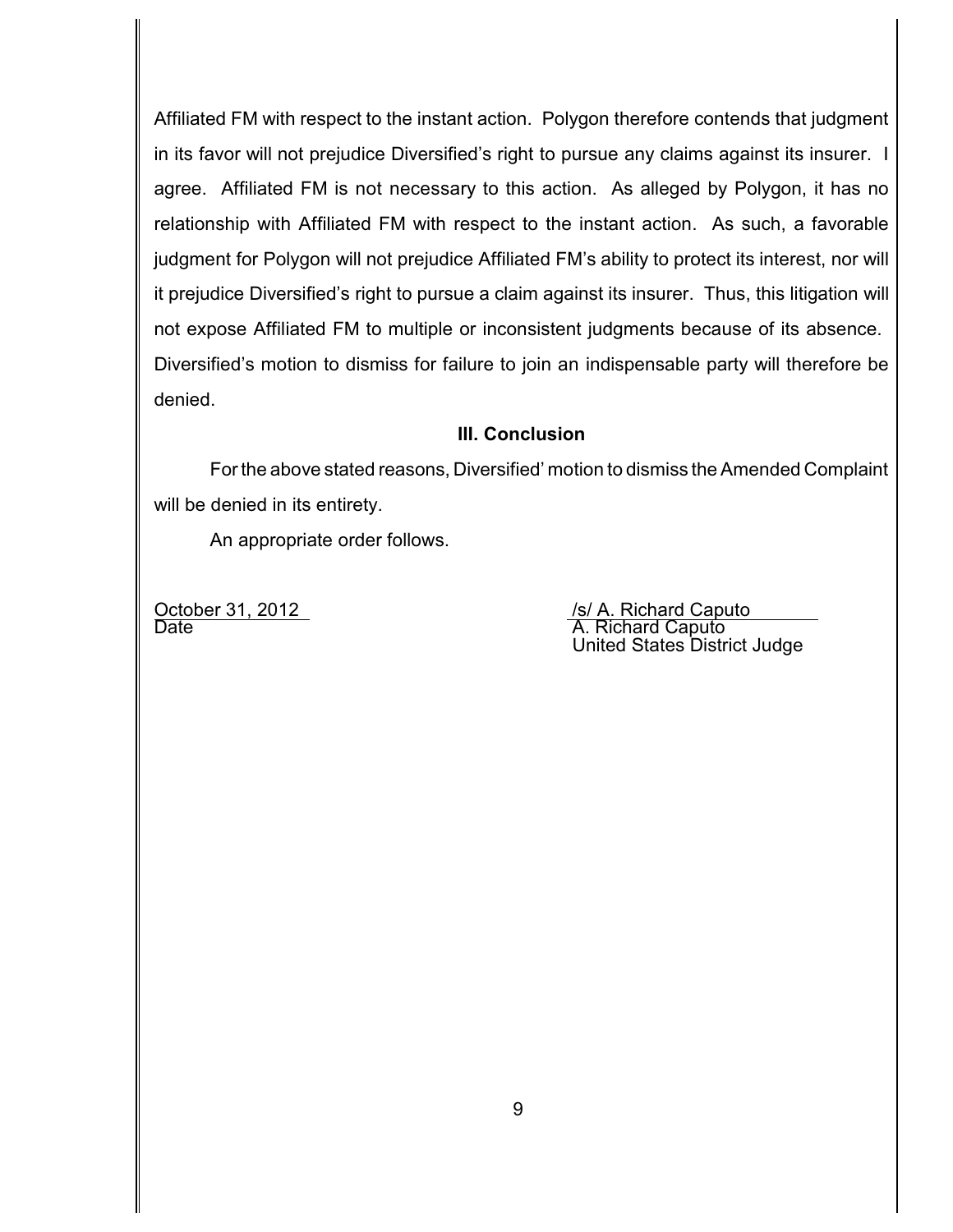Affiliated FM with respect to the instant action. Polygon therefore contends that judgment in its favor will not prejudice Diversified's right to pursue any claims against its insurer. I agree. Affiliated FM is not necessary to this action. As alleged by Polygon, it has no relationship with Affiliated FM with respect to the instant action. As such, a favorable judgment for Polygon will not prejudice Affiliated FM's ability to protect its interest, nor will it prejudice Diversified's right to pursue a claim against its insurer. Thus, this litigation will not expose Affiliated FM to multiple or inconsistent judgments because of its absence. Diversified's motion to dismiss for failure to join an indispensable party will therefore be denied.

### III. Conclusion

For the above stated reasons, Diversified' motion to dismiss the Amended Complaint will be denied in its entirety.

An appropriate order follows.

October 31, 2012
Date

/s/ A. Richard Caputo
A. Richard Caputo
United States District Judge